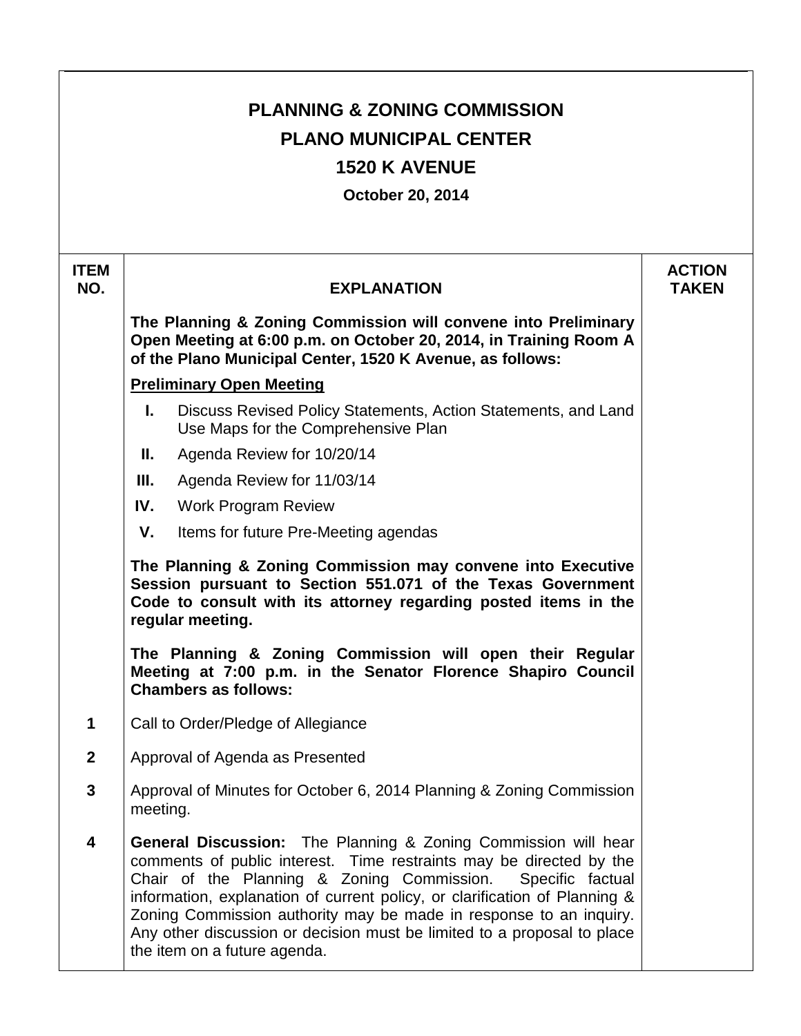# PLANNING & ZONING COMMISSION

## PLANO MUNICIPAL CENTER

## 1520 K AVENUE

**October 20, 2014**

| ITEM NO. | EXPLANATION | ACTION TAKEN |
|---|---|---|
| | **The Planning & Zoning Commission will convene into Preliminary Open Meeting at 6:00 p.m. on October 20, 2014, in Training Room A of the Plano Municipal Center, 1520 K Avenue, as follows:** | |
| | **<u>Preliminary Open Meeting</u>** | |
| | **I.** Discuss Revised Policy Statements, Action Statements, and Land Use Maps for the Comprehensive Plan | |
| | **II.** Agenda Review for 10/20/14 | |
| | **III.** Agenda Review for 11/03/14 | |
| | **IV.** Work Program Review | |
| | **V.** Items for future Pre-Meeting agendas | |
| | **The Planning & Zoning Commission may convene into Executive Session pursuant to Section 551.071 of the Texas Government Code to consult with its attorney regarding posted items in the regular meeting.** | |
| | **The Planning & Zoning Commission will open their Regular Meeting at 7:00 p.m. in the Senator Florence Shapiro Council Chambers as follows:** | |
| **1** | Call to Order/Pledge of Allegiance | |
| **2** | Approval of Agenda as Presented | |
| **3** | Approval of Minutes for October 6, 2014 Planning & Zoning Commission meeting. | |
| **4** | **General Discussion:** The Planning & Zoning Commission will hear comments of public interest. Time restraints may be directed by the Chair of the Planning & Zoning Commission. Specific factual information, explanation of current policy, or clarification of Planning & Zoning Commission authority may be made in response to an inquiry. Any other discussion or decision must be limited to a proposal to place the item on a future agenda. | |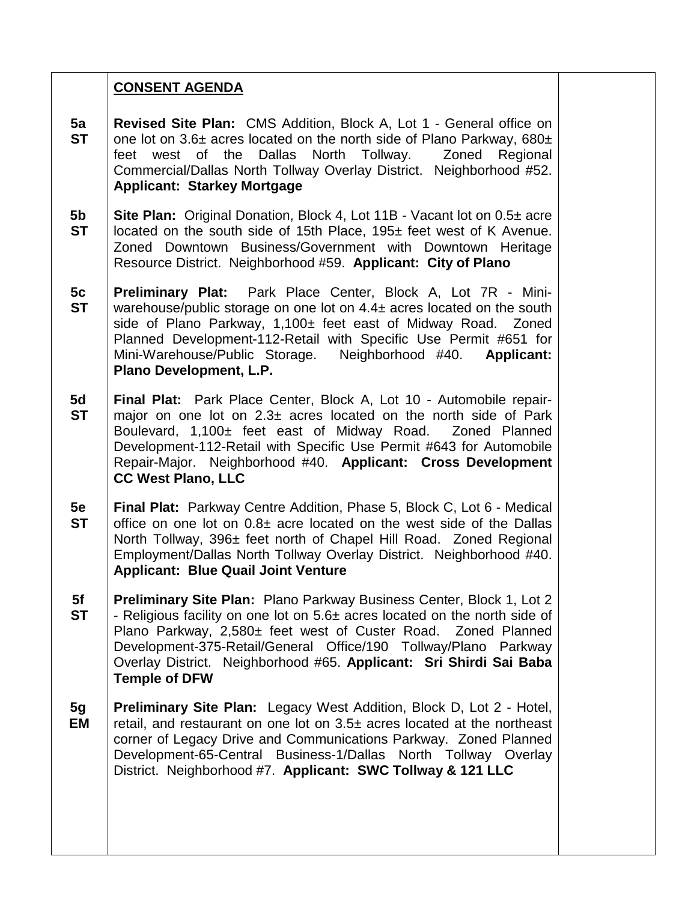| | **CONSENT AGENDA** | |
|---|---|---|
| **5a ST** | **Revised Site Plan:** CMS Addition, Block A, Lot 1 - General office on one lot on 3.6± acres located on the north side of Plano Parkway, 680± feet west of the Dallas North Tollway. Zoned Regional Commercial/Dallas North Tollway Overlay District. Neighborhood #52. **Applicant: Starkey Mortgage** | |
| **5b ST** | **Site Plan:** Original Donation, Block 4, Lot 11B - Vacant lot on 0.5± acre located on the south side of 15th Place, 195± feet west of K Avenue. Zoned Downtown Business/Government with Downtown Heritage Resource District. Neighborhood #59. **Applicant: City of Plano** | |
| **5c ST** | **Preliminary Plat:** Park Place Center, Block A, Lot 7R - Mini-warehouse/public storage on one lot on 4.4± acres located on the south side of Plano Parkway, 1,100± feet east of Midway Road. Zoned Planned Development-112-Retail with Specific Use Permit #651 for Mini-Warehouse/Public Storage. Neighborhood #40. **Applicant: Plano Development, L.P.** | |
| **5d ST** | **Final Plat:** Park Place Center, Block A, Lot 10 - Automobile repair-major on one lot on 2.3± acres located on the north side of Park Boulevard, 1,100± feet east of Midway Road. Zoned Planned Development-112-Retail with Specific Use Permit #643 for Automobile Repair-Major. Neighborhood #40. **Applicant: Cross Development CC West Plano, LLC** | |
| **5e ST** | **Final Plat:** Parkway Centre Addition, Phase 5, Block C, Lot 6 - Medical office on one lot on 0.8± acre located on the west side of the Dallas North Tollway, 396± feet north of Chapel Hill Road. Zoned Regional Employment/Dallas North Tollway Overlay District. Neighborhood #40. **Applicant: Blue Quail Joint Venture** | |
| **5f ST** | **Preliminary Site Plan:** Plano Parkway Business Center, Block 1, Lot 2 - Religious facility on one lot on 5.6± acres located on the north side of Plano Parkway, 2,580± feet west of Custer Road. Zoned Planned Development-375-Retail/General Office/190 Tollway/Plano Parkway Overlay District. Neighborhood #65. **Applicant: Sri Shirdi Sai Baba Temple of DFW** | |
| **5g EM** | **Preliminary Site Plan:** Legacy West Addition, Block D, Lot 2 - Hotel, retail, and restaurant on one lot on 3.5± acres located at the northeast corner of Legacy Drive and Communications Parkway. Zoned Planned Development-65-Central Business-1/Dallas North Tollway Overlay District. Neighborhood #7. **Applicant: SWC Tollway & 121 LLC** | |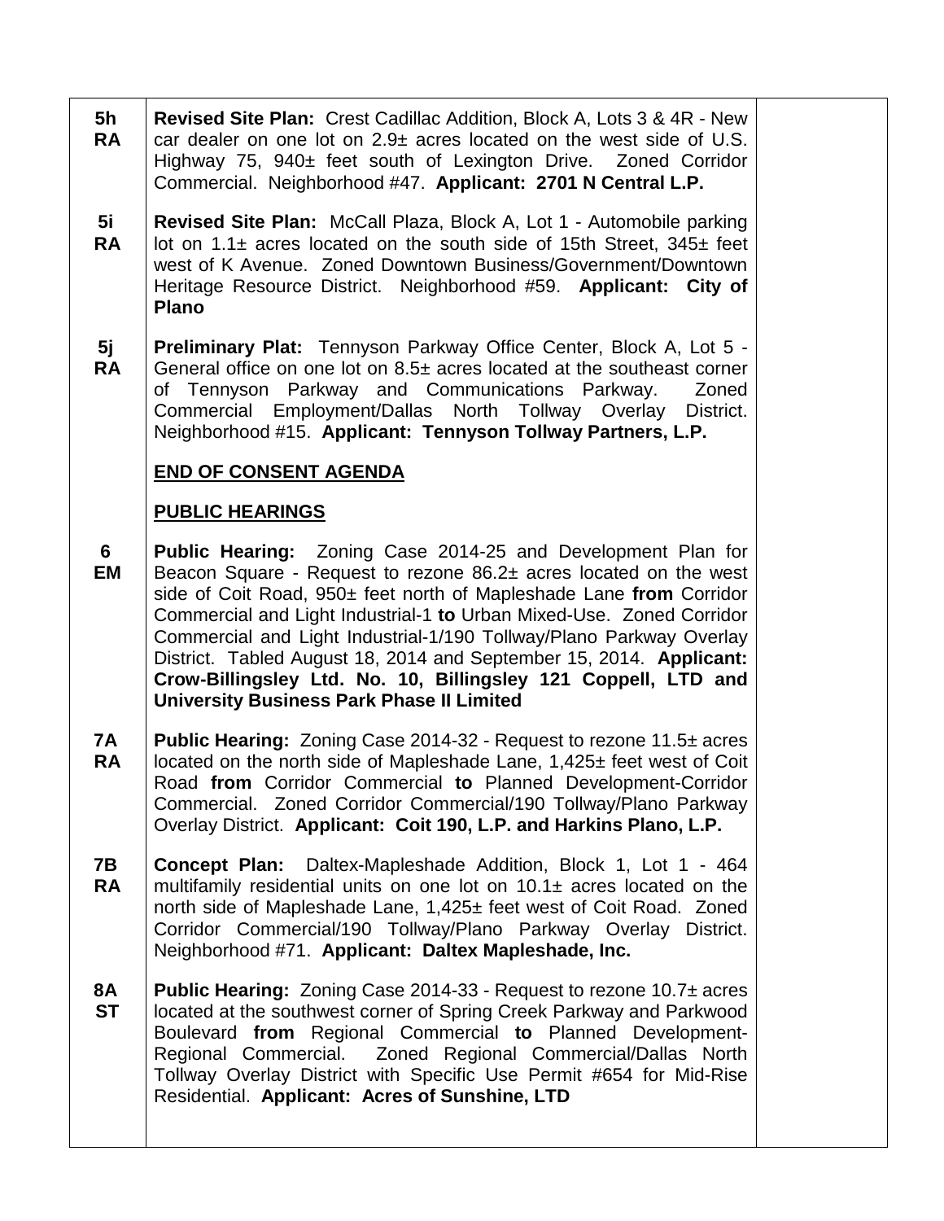| | | |
|---|---|---|
| **5h RA** | **Revised Site Plan:** Crest Cadillac Addition, Block A, Lots 3 & 4R - New car dealer on one lot on 2.9± acres located on the west side of U.S. Highway 75, 940± feet south of Lexington Drive. Zoned Corridor Commercial. Neighborhood #47. **Applicant: 2701 N Central L.P.** | |
| **5i RA** | **Revised Site Plan:** McCall Plaza, Block A, Lot 1 - Automobile parking lot on 1.1± acres located on the south side of 15th Street, 345± feet west of K Avenue. Zoned Downtown Business/Government/Downtown Heritage Resource District. Neighborhood #59. **Applicant: City of Plano** | |
| **5j RA** | **Preliminary Plat:** Tennyson Parkway Office Center, Block A, Lot 5 - General office on one lot on 8.5± acres located at the southeast corner of Tennyson Parkway and Communications Parkway. Zoned Commercial Employment/Dallas North Tollway Overlay District. Neighborhood #15. **Applicant: Tennyson Tollway Partners, L.P.** | |
| | **END OF CONSENT AGENDA** | |
| | **PUBLIC HEARINGS** | |
| **6 EM** | **Public Hearing:** Zoning Case 2014-25 and Development Plan for Beacon Square - Request to rezone 86.2± acres located on the west side of Coit Road, 950± feet north of Mapleshade Lane **from** Corridor Commercial and Light Industrial-1 **to** Urban Mixed-Use. Zoned Corridor Commercial and Light Industrial-1/190 Tollway/Plano Parkway Overlay District. Tabled August 18, 2014 and September 15, 2014. **Applicant: Crow-Billingsley Ltd. No. 10, Billingsley 121 Coppell, LTD and University Business Park Phase II Limited** | |
| **7A RA** | **Public Hearing:** Zoning Case 2014-32 - Request to rezone 11.5± acres located on the north side of Mapleshade Lane, 1,425± feet west of Coit Road **from** Corridor Commercial **to** Planned Development-Corridor Commercial. Zoned Corridor Commercial/190 Tollway/Plano Parkway Overlay District. **Applicant: Coit 190, L.P. and Harkins Plano, L.P.** | |
| **7B RA** | **Concept Plan:** Daltex-Mapleshade Addition, Block 1, Lot 1 - 464 multifamily residential units on one lot on 10.1± acres located on the north side of Mapleshade Lane, 1,425± feet west of Coit Road. Zoned Corridor Commercial/190 Tollway/Plano Parkway Overlay District. Neighborhood #71. **Applicant: Daltex Mapleshade, Inc.** | |
| **8A ST** | **Public Hearing:** Zoning Case 2014-33 - Request to rezone 10.7± acres located at the southwest corner of Spring Creek Parkway and Parkwood Boulevard **from** Regional Commercial **to** Planned Development-Regional Commercial. Zoned Regional Commercial/Dallas North Tollway Overlay District with Specific Use Permit #654 for Mid-Rise Residential. **Applicant: Acres of Sunshine, LTD** | |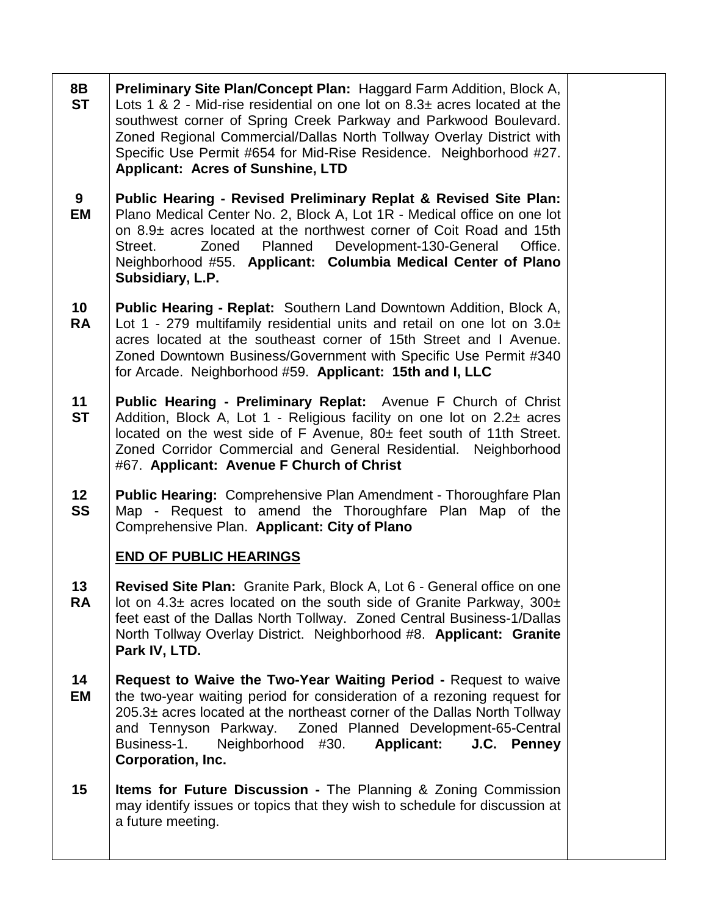| | | |
|---|---|---|
| **8B ST** | **Preliminary Site Plan/Concept Plan:** Haggard Farm Addition, Block A, Lots 1 & 2 - Mid-rise residential on one lot on 8.3± acres located at the southwest corner of Spring Creek Parkway and Parkwood Boulevard. Zoned Regional Commercial/Dallas North Tollway Overlay District with Specific Use Permit #654 for Mid-Rise Residence. Neighborhood #27. **Applicant: Acres of Sunshine, LTD** | |
| **9 EM** | **Public Hearing - Revised Preliminary Replat & Revised Site Plan:** Plano Medical Center No. 2, Block A, Lot 1R - Medical office on one lot on 8.9± acres located at the northwest corner of Coit Road and 15th Street. Zoned Planned Development-130-General Office. Neighborhood #55. **Applicant: Columbia Medical Center of Plano Subsidiary, L.P.** | |
| **10 RA** | **Public Hearing - Replat:** Southern Land Downtown Addition, Block A, Lot 1 - 279 multifamily residential units and retail on one lot on 3.0± acres located at the southeast corner of 15th Street and I Avenue. Zoned Downtown Business/Government with Specific Use Permit #340 for Arcade. Neighborhood #59. **Applicant: 15th and I, LLC** | |
| **11 ST** | **Public Hearing - Preliminary Replat:** Avenue F Church of Christ Addition, Block A, Lot 1 - Religious facility on one lot on 2.2± acres located on the west side of F Avenue, 80± feet south of 11th Street. Zoned Corridor Commercial and General Residential. Neighborhood #67. **Applicant: Avenue F Church of Christ** | |
| **12 SS** | **Public Hearing:** Comprehensive Plan Amendment - Thoroughfare Plan Map - Request to amend the Thoroughfare Plan Map of the Comprehensive Plan. **Applicant: City of Plano**<br><br>**<u>END OF PUBLIC HEARINGS</u>** | |
| **13 RA** | **Revised Site Plan:** Granite Park, Block A, Lot 6 - General office on one lot on 4.3± acres located on the south side of Granite Parkway, 300± feet east of the Dallas North Tollway. Zoned Central Business-1/Dallas North Tollway Overlay District. Neighborhood #8. **Applicant: Granite Park IV, LTD.** | |
| **14 EM** | **Request to Waive the Two-Year Waiting Period -** Request to waive the two-year waiting period for consideration of a rezoning request for 205.3± acres located at the northeast corner of the Dallas North Tollway and Tennyson Parkway. Zoned Planned Development-65-Central Business-1. Neighborhood #30. **Applicant: J.C. Penney Corporation, Inc.** | |
| **15** | **Items for Future Discussion -** The Planning & Zoning Commission may identify issues or topics that they wish to schedule for discussion at a future meeting. | |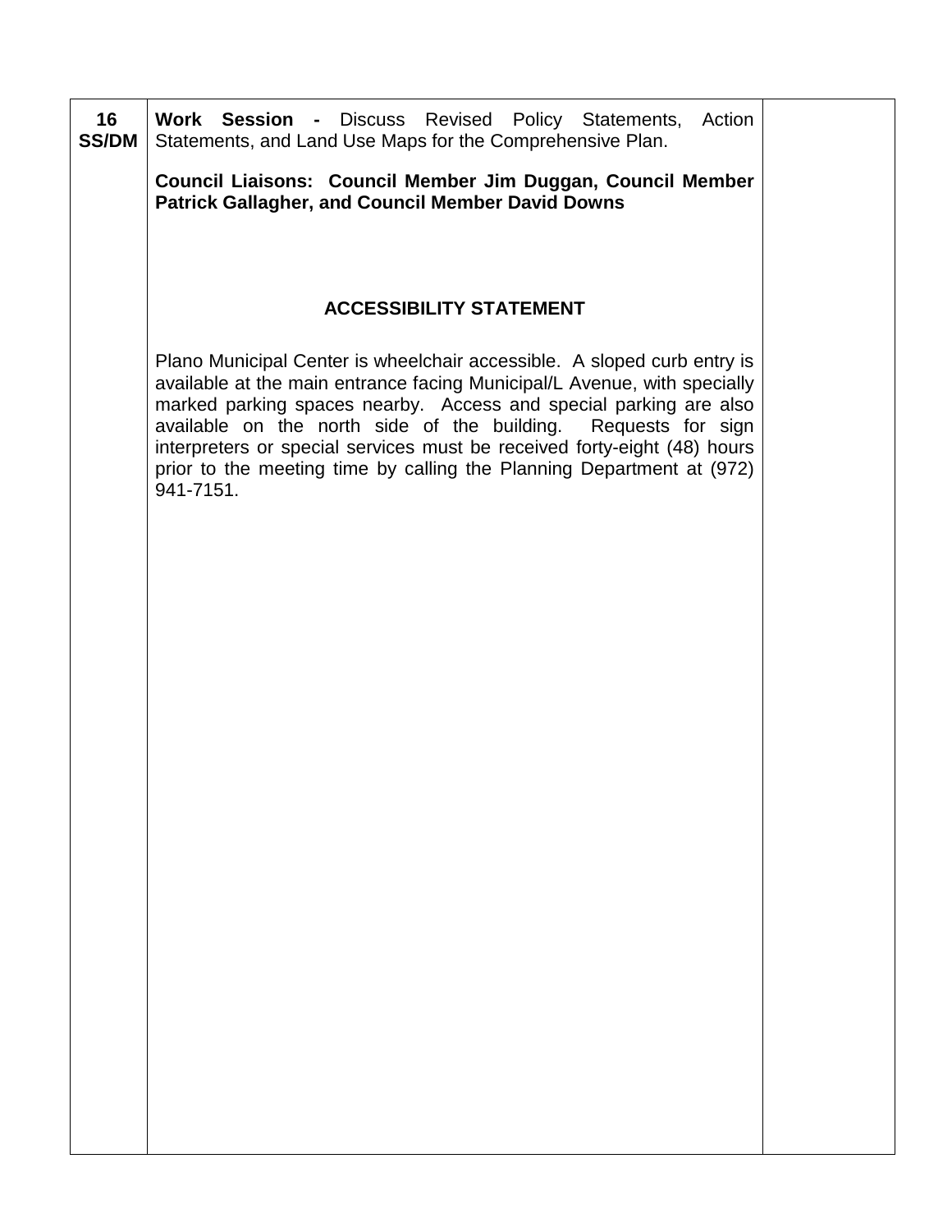| | | |
|---|---|---|
| **16**<br>**SS/DM** | **Work Session -** Discuss Revised Policy Statements, Action Statements, and Land Use Maps for the Comprehensive Plan.<br><br>**Council Liaisons: Council Member Jim Duggan, Council Member Patrick Gallagher, and Council Member David Downs**<br><br>**ACCESSIBILITY STATEMENT**<br><br>Plano Municipal Center is wheelchair accessible. A sloped curb entry is available at the main entrance facing Municipal/L Avenue, with specially marked parking spaces nearby. Access and special parking are also available on the north side of the building. Requests for sign interpreters or special services must be received forty-eight (48) hours prior to the meeting time by calling the Planning Department at (972) 941-7151. | |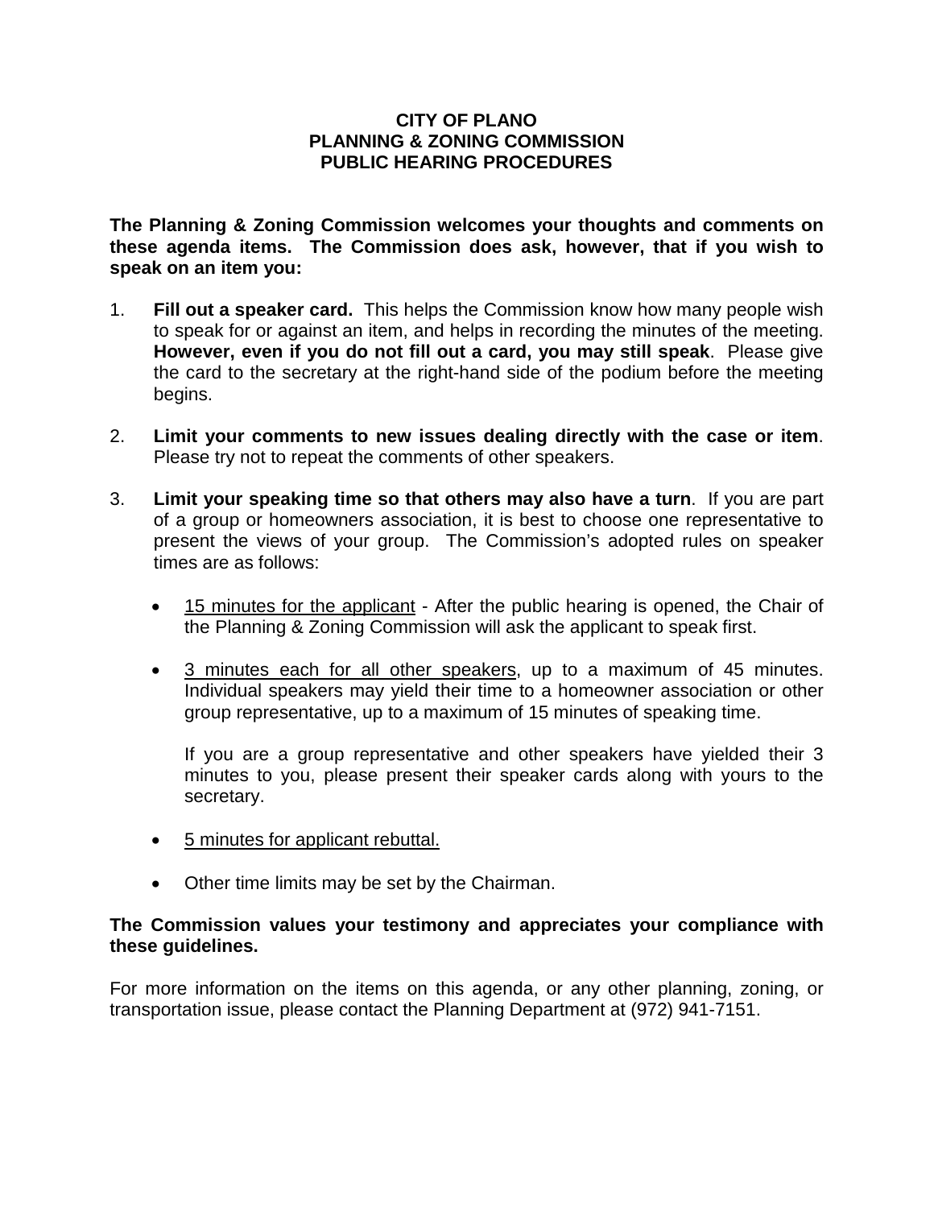# CITY OF PLANO
# PLANNING & ZONING COMMISSION
# PUBLIC HEARING PROCEDURES

**The Planning & Zoning Commission welcomes your thoughts and comments on these agenda items. The Commission does ask, however, that if you wish to speak on an item you:**

1. **Fill out a speaker card.** This helps the Commission know how many people wish to speak for or against an item, and helps in recording the minutes of the meeting. **However, even if you do not fill out a card, you may still speak**. Please give the card to the secretary at the right-hand side of the podium before the meeting begins.

2. **Limit your comments to new issues dealing directly with the case or item**. Please try not to repeat the comments of other speakers.

3. **Limit your speaking time so that others may also have a turn**. If you are part of a group or homeowners association, it is best to choose one representative to present the views of your group. The Commission's adopted rules on speaker times are as follows:

   - 15 minutes for the applicant - After the public hearing is opened, the Chair of the Planning & Zoning Commission will ask the applicant to speak first.

   - 3 minutes each for all other speakers, up to a maximum of 45 minutes. Individual speakers may yield their time to a homeowner association or other group representative, up to a maximum of 15 minutes of speaking time.

     If you are a group representative and other speakers have yielded their 3 minutes to you, please present their speaker cards along with yours to the secretary.

   - 5 minutes for applicant rebuttal.

   - Other time limits may be set by the Chairman.

**The Commission values your testimony and appreciates your compliance with these guidelines.**

For more information on the items on this agenda, or any other planning, zoning, or transportation issue, please contact the Planning Department at (972) 941-7151.